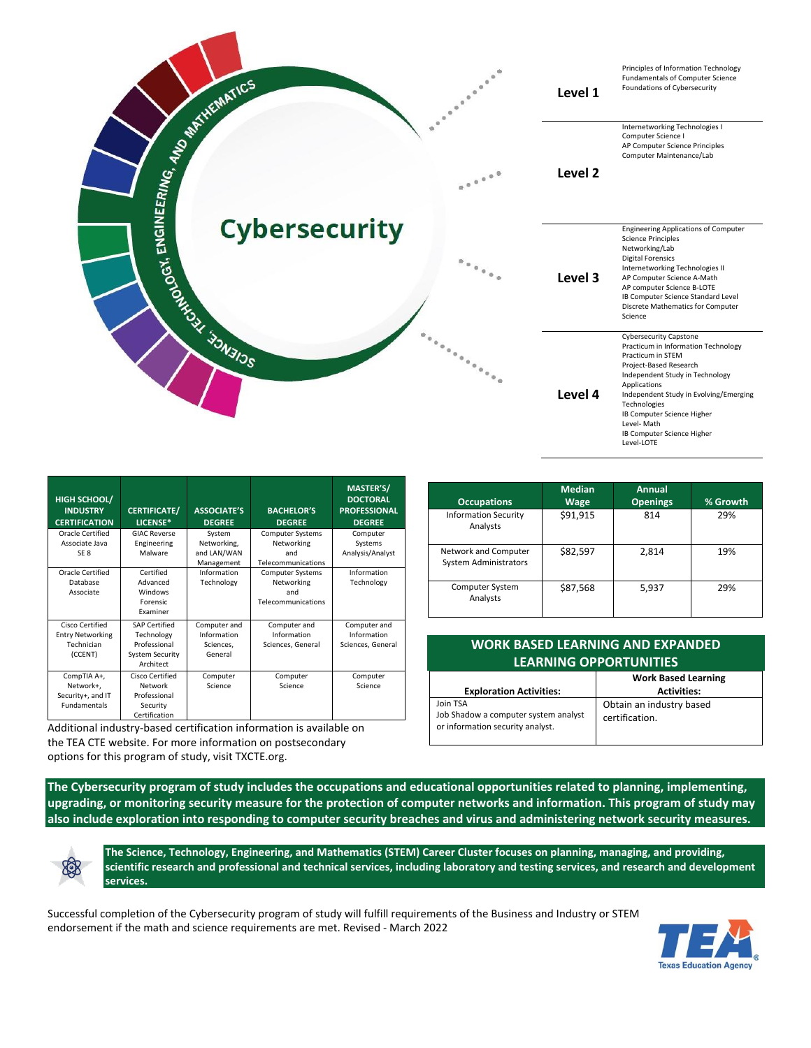# Cybersecurity

SCIENCE, TECHNOLOGY, ENGINEERING, AND MATHEMATICS

| Level | Courses |
|---|---|
| Level 1 | Principles of Information Technology<br>Fundamentals of Computer Science<br>Foundations of Cybersecurity |
| Level 2 | Internetworking Technologies I<br>Computer Science I<br>AP Computer Science Principles<br>Computer Maintenance/Lab |
| Level 3 | Engineering Applications of Computer Science Principles<br>Networking/Lab<br>Digital Forensics<br>Internetworking Technologies II<br>AP Computer Science A-Math<br>AP computer Science B-LOTE<br>IB Computer Science Standard Level<br>Discrete Mathematics for Computer Science |
| Level 4 | Cybersecurity Capstone<br>Practicum in Information Technology<br>Practicum in STEM<br>Project-Based Research<br>Independent Study in Technology Applications<br>Independent Study in Evolving/Emerging Technologies<br>IB Computer Science Higher Level- Math<br>IB Computer Science Higher Level-LOTE |

| HIGH SCHOOL/ INDUSTRY CERTIFICATION | CERTIFICATE/ LICENSE* | ASSOCIATE'S DEGREE | BACHELOR'S DEGREE | MASTER'S/ DOCTORAL PROFESSIONAL DEGREE |
|---|---|---|---|---|
| Oracle Certified Associate Java SE 8 | GIAC Reverse Engineering Malware | System Networking, and LAN/WAN Management | Computer Systems Networking and Telecommunications | Computer Systems Analysis/Analyst |
| Oracle Certified Database Associate | Certified Advanced Windows Forensic Examiner | Information Technology | Computer Systems Networking and Telecommunications | Information Technology |
| Cisco Certified Entry Networking Technician (CCENT) | SAP Certified Technology Professional System Security Architect | Computer and Information Sciences, General | Computer and Information Sciences, General | Computer and Information Sciences, General |
| CompTIA A+, Network+, Security+, and IT Fundamentals | Cisco Certified Network Professional Security Certification | Computer Science | Computer Science | Computer Science |

Additional industry-based certification information is available on the TEA CTE website. For more information on postsecondary options for this program of study, visit TXCTE.org.

| Occupations | Median Wage | Annual Openings | % Growth |
|---|---|---|---|
| Information Security Analysts | $91,915 | 814 | 29% |
| Network and Computer System Administrators | $82,597 | 2,814 | 19% |
| Computer System Analysts | $87,568 | 5,937 | 29% |

## WORK BASED LEARNING AND EXPANDED LEARNING OPPORTUNITIES

| Exploration Activities: | Work Based Learning Activities: |
|---|---|
| Join TSA<br>Job Shadow a computer system analyst or information security analyst. | Obtain an industry based certification. |

**The Cybersecurity program of study includes the occupations and educational opportunities related to planning, implementing, upgrading, or monitoring security measure for the protection of computer networks and information. This program of study may also include exploration into responding to computer security breaches and virus and administering network security measures.**

**The Science, Technology, Engineering, and Mathematics (STEM) Career Cluster focuses on planning, managing, and providing, scientific research and professional and technical services, including laboratory and testing services, and research and development services.**

Successful completion of the Cybersecurity program of study will fulfill requirements of the Business and Industry or STEM endorsement if the math and science requirements are met. Revised - March 2022

TEA Texas Education Agency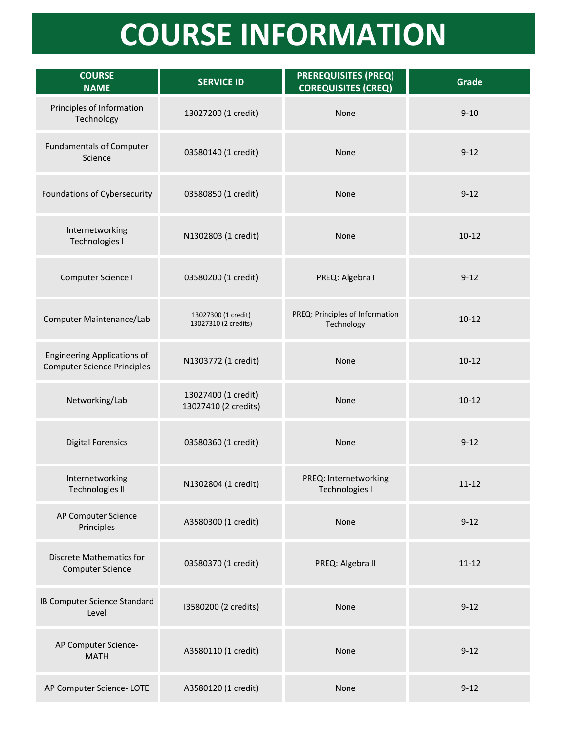# COURSE INFORMATION

| COURSE NAME | SERVICE ID | PREREQUISITES (PREQ) COREQUISITES (CREQ) | Grade |
|---|---|---|---|
| Principles of Information Technology | 13027200 (1 credit) | None | 9-10 |
| Fundamentals of Computer Science | 03580140 (1 credit) | None | 9-12 |
| Foundations of Cybersecurity | 03580850 (1 credit) | None | 9-12 |
| Internetworking Technologies I | N1302803 (1 credit) | None | 10-12 |
| Computer Science I | 03580200 (1 credit) | PREQ: Algebra I | 9-12 |
| Computer Maintenance/Lab | 13027300 (1 credit)<br>13027310 (2 credits) | PREQ: Principles of Information Technology | 10-12 |
| Engineering Applications of Computer Science Principles | N1303772 (1 credit) | None | 10-12 |
| Networking/Lab | 13027400 (1 credit)<br>13027410 (2 credits) | None | 10-12 |
| Digital Forensics | 03580360 (1 credit) | None | 9-12 |
| Internetworking Technologies II | N1302804 (1 credit) | PREQ: Internetworking Technologies I | 11-12 |
| AP Computer Science Principles | A3580300 (1 credit) | None | 9-12 |
| Discrete Mathematics for Computer Science | 03580370 (1 credit) | PREQ: Algebra II | 11-12 |
| IB Computer Science Standard Level | I3580200 (2 credits) | None | 9-12 |
| AP Computer Science- MATH | A3580110 (1 credit) | None | 9-12 |
| AP Computer Science- LOTE | A3580120 (1 credit) | None | 9-12 |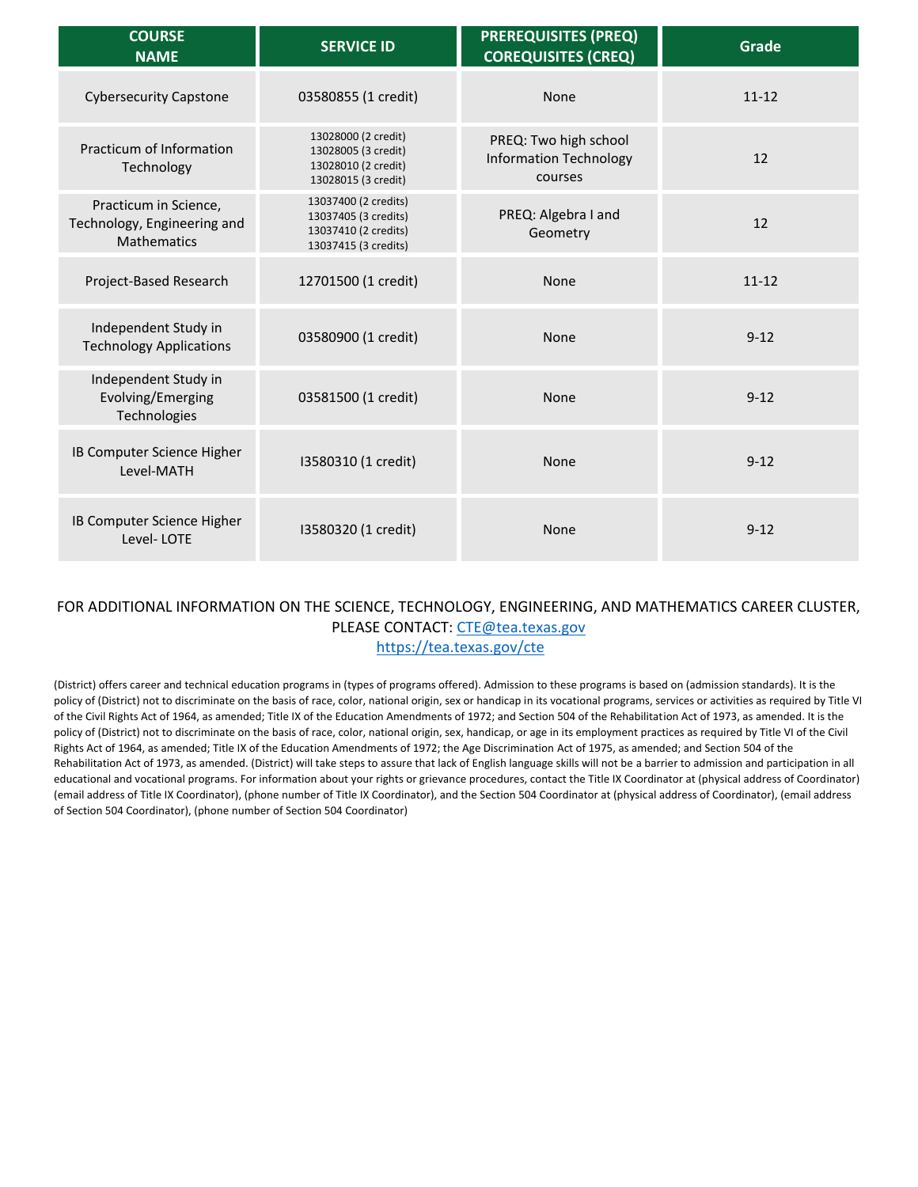| COURSE NAME | SERVICE ID | PREREQUISITES (PREQ) COREQUISITES (CREQ) | Grade |
|---|---|---|---|
| Cybersecurity Capstone | 03580855 (1 credit) | None | 11-12 |
| Practicum of Information Technology | 13028000 (2 credit)<br>13028005 (3 credit)<br>13028010 (2 credit)<br>13028015 (3 credit) | PREQ: Two high school Information Technology courses | 12 |
| Practicum in Science, Technology, Engineering and Mathematics | 13037400 (2 credits)<br>13037405 (3 credits)<br>13037410 (2 credits)<br>13037415 (3 credits) | PREQ: Algebra I and Geometry | 12 |
| Project-Based Research | 12701500 (1 credit) | None | 11-12 |
| Independent Study in Technology Applications | 03580900 (1 credit) | None | 9-12 |
| Independent Study in Evolving/Emerging Technologies | 03581500 (1 credit) | None | 9-12 |
| IB Computer Science Higher Level-MATH | I3580310 (1 credit) | None | 9-12 |
| IB Computer Science Higher Level- LOTE | I3580320 (1 credit) | None | 9-12 |

FOR ADDITIONAL INFORMATION ON THE SCIENCE, TECHNOLOGY, ENGINEERING, AND MATHEMATICS CAREER CLUSTER, PLEASE CONTACT: CTE@tea.texas.gov
https://tea.texas.gov/cte

(District) offers career and technical education programs in (types of programs offered). Admission to these programs is based on (admission standards). It is the policy of (District) not to discriminate on the basis of race, color, national origin, sex or handicap in its vocational programs, services or activities as required by Title VI of the Civil Rights Act of 1964, as amended; Title IX of the Education Amendments of 1972; and Section 504 of the Rehabilitation Act of 1973, as amended. It is the policy of (District) not to discriminate on the basis of race, color, national origin, sex, handicap, or age in its employment practices as required by Title VI of the Civil Rights Act of 1964, as amended; Title IX of the Education Amendments of 1972; the Age Discrimination Act of 1975, as amended; and Section 504 of the Rehabilitation Act of 1973, as amended. (District) will take steps to assure that lack of English language skills will not be a barrier to admission and participation in all educational and vocational programs. For information about your rights or grievance procedures, contact the Title IX Coordinator at (physical address of Coordinator) (email address of Title IX Coordinator), (phone number of Title IX Coordinator), and the Section 504 Coordinator at (physical address of Coordinator), (email address of Section 504 Coordinator), (phone number of Section 504 Coordinator)